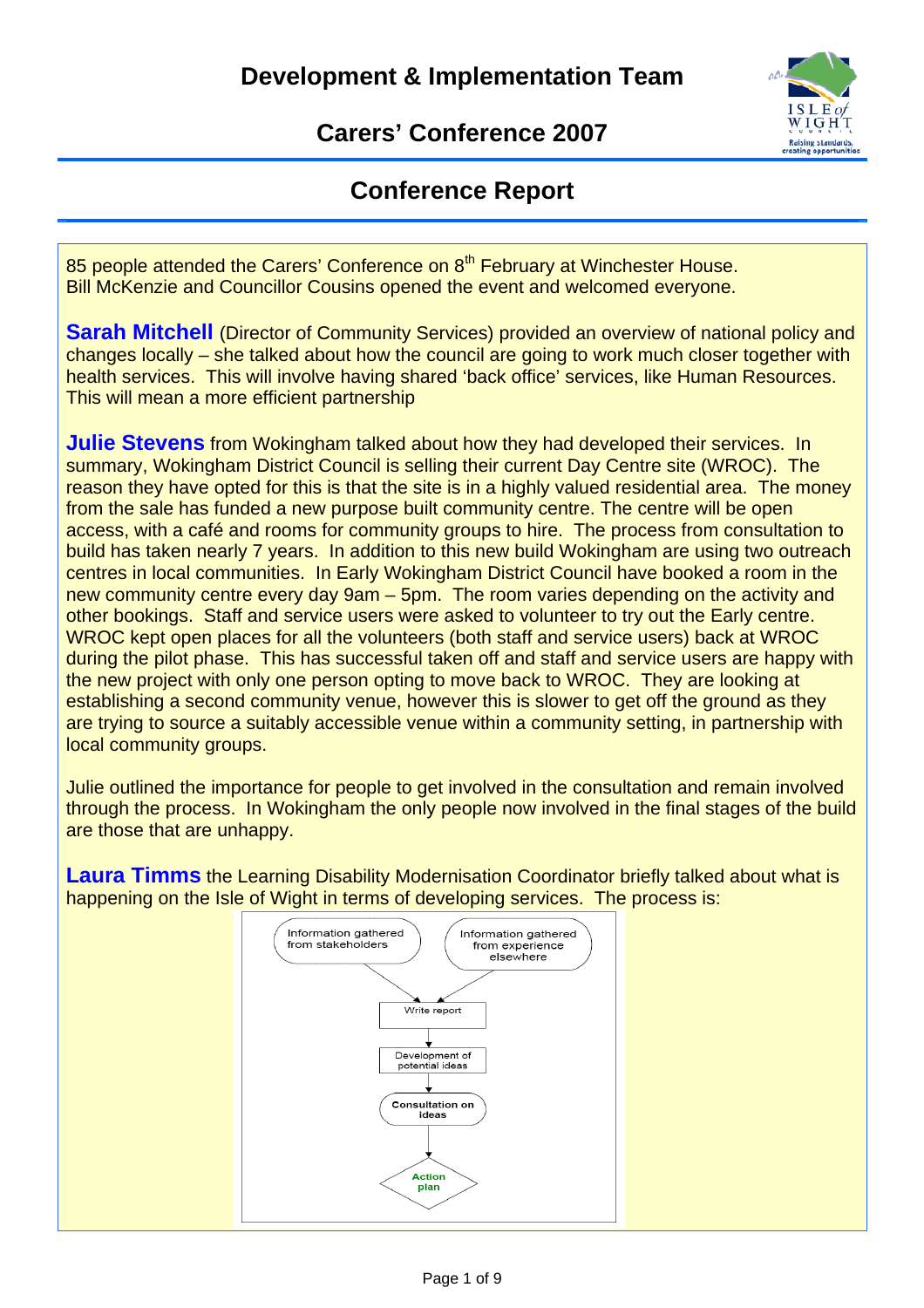# Development & Implementation Team

## Carers' Conference 2007

## Conference Report

85 people attended the Carers' Conference on 8th February at Winchester House. Bill McKenzie and Councillor Cousins opened the event and welcomed everyone.

**Sarah Mitchell** (Director of Community Services) provided an overview of national policy and changes locally – she talked about how the council are going to work much closer together with health services. This will involve having shared 'back office' services, like Human Resources. This will mean a more efficient partnership

**Julie Stevens** from Wokingham talked about how they had developed their services. In summary, Wokingham District Council is selling their current Day Centre site (WROC). The reason they have opted for this is that the site is in a highly valued residential area. The money from the sale has funded a new purpose built community centre. The centre will be open access, with a café and rooms for community groups to hire. The process from consultation to build has taken nearly 7 years. In addition to this new build Wokingham are using two outreach centres in local communities. In Early Wokingham District Council have booked a room in the new community centre every day 9am – 5pm. The room varies depending on the activity and other bookings. Staff and service users were asked to volunteer to try out the Early centre. WROC kept open places for all the volunteers (both staff and service users) back at WROC during the pilot phase. This has successful taken off and staff and service users are happy with the new project with only one person opting to move back to WROC. They are looking at establishing a second community venue, however this is slower to get off the ground as they are trying to source a suitably accessible venue within a community setting, in partnership with local community groups.

Julie outlined the importance for people to get involved in the consultation and remain involved through the process. In Wokingham the only people now involved in the final stages of the build are those that are unhappy.

**Laura Timms** the Learning Disability Modernisation Coordinator briefly talked about what is happening on the Isle of Wight in terms of developing services. The process is:

- Information gathered from stakeholders
- Information gathered from experience elsewhere
- → Write report
- → Development of potential ideas
- → Consultation on ideas
- → Action plan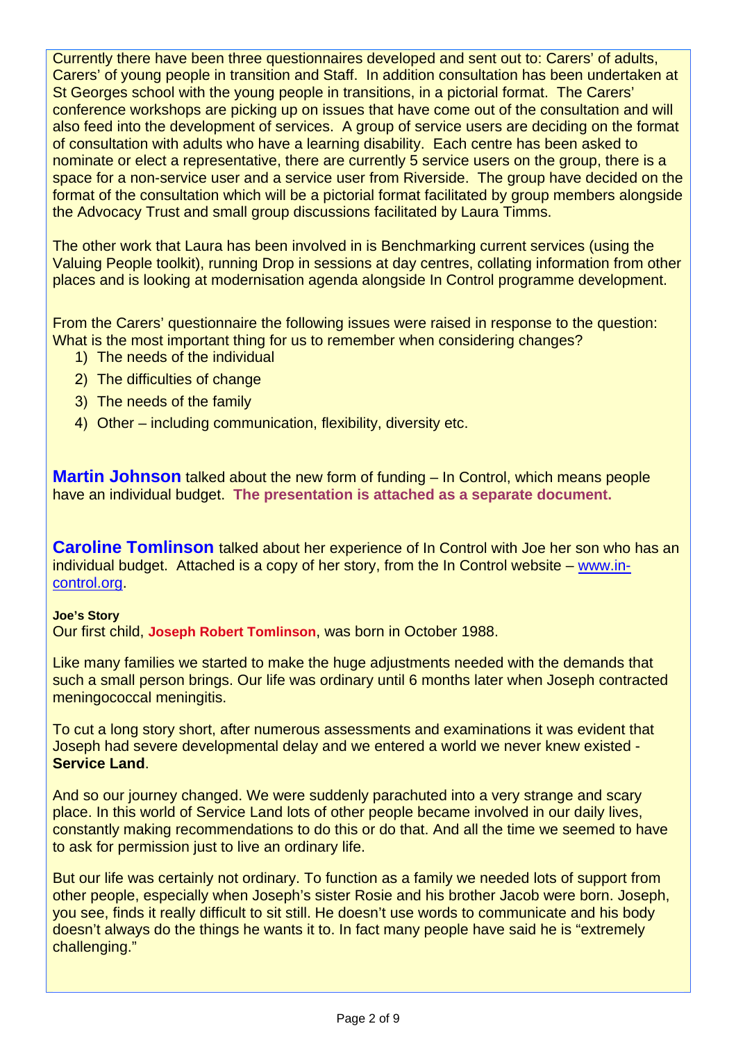Currently there have been three questionnaires developed and sent out to: Carers' of adults, Carers' of young people in transition and Staff. In addition consultation has been undertaken at St Georges school with the young people in transitions, in a pictorial format. The Carers' conference workshops are picking up on issues that have come out of the consultation and will also feed into the development of services. A group of service users are deciding on the format of consultation with adults who have a learning disability. Each centre has been asked to nominate or elect a representative, there are currently 5 service users on the group, there is a space for a non-service user and a service user from Riverside. The group have decided on the format of the consultation which will be a pictorial format facilitated by group members alongside the Advocacy Trust and small group discussions facilitated by Laura Timms.

The other work that Laura has been involved in is Benchmarking current services (using the Valuing People toolkit), running Drop in sessions at day centres, collating information from other places and is looking at modernisation agenda alongside In Control programme development.

From the Carers' questionnaire the following issues were raised in response to the question: What is the most important thing for us to remember when considering changes?

1) The needs of the individual
2) The difficulties of change
3) The needs of the family
4) Other – including communication, flexibility, diversity etc.

**Martin Johnson** talked about the new form of funding – In Control, which means people have an individual budget. **The presentation is attached as a separate document.**

**Caroline Tomlinson** talked about her experience of In Control with Joe her son who has an individual budget. Attached is a copy of her story, from the In Control website – www.in-control.org.

**Joe's Story**

Our first child, **Joseph Robert Tomlinson**, was born in October 1988.

Like many families we started to make the huge adjustments needed with the demands that such a small person brings. Our life was ordinary until 6 months later when Joseph contracted meningococcal meningitis.

To cut a long story short, after numerous assessments and examinations it was evident that Joseph had severe developmental delay and we entered a world we never knew existed - **Service Land**.

And so our journey changed. We were suddenly parachuted into a very strange and scary place. In this world of Service Land lots of other people became involved in our daily lives, constantly making recommendations to do this or do that. And all the time we seemed to have to ask for permission just to live an ordinary life.

But our life was certainly not ordinary. To function as a family we needed lots of support from other people, especially when Joseph's sister Rosie and his brother Jacob were born. Joseph, you see, finds it really difficult to sit still. He doesn't use words to communicate and his body doesn't always do the things he wants it to. In fact many people have said he is "extremely challenging."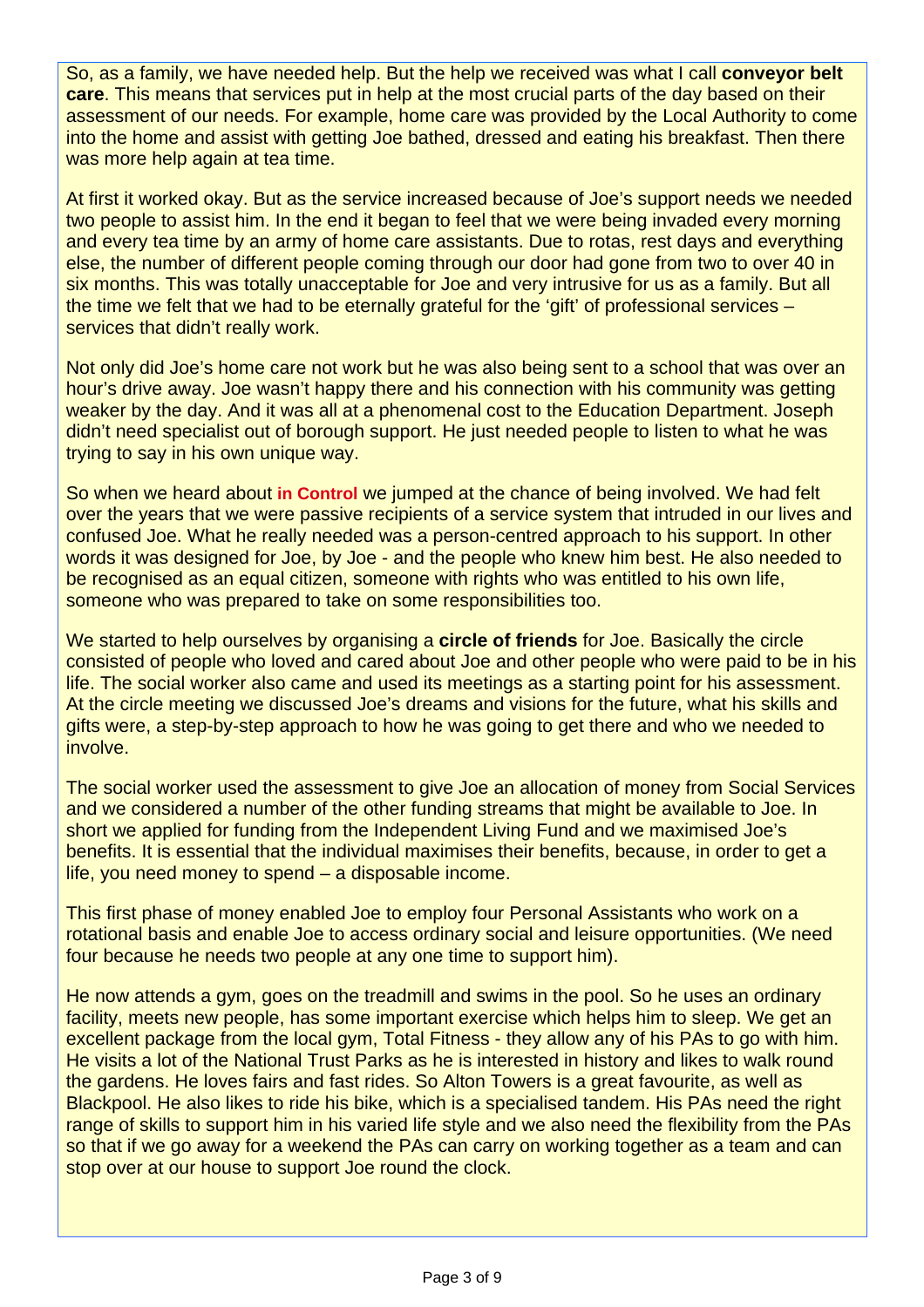So, as a family, we have needed help. But the help we received was what I call **conveyor belt care**. This means that services put in help at the most crucial parts of the day based on their assessment of our needs. For example, home care was provided by the Local Authority to come into the home and assist with getting Joe bathed, dressed and eating his breakfast. Then there was more help again at tea time.

At first it worked okay. But as the service increased because of Joe's support needs we needed two people to assist him. In the end it began to feel that we were being invaded every morning and every tea time by an army of home care assistants. Due to rotas, rest days and everything else, the number of different people coming through our door had gone from two to over 40 in six months. This was totally unacceptable for Joe and very intrusive for us as a family. But all the time we felt that we had to be eternally grateful for the 'gift' of professional services – services that didn't really work.

Not only did Joe's home care not work but he was also being sent to a school that was over an hour's drive away. Joe wasn't happy there and his connection with his community was getting weaker by the day. And it was all at a phenomenal cost to the Education Department. Joseph didn't need specialist out of borough support. He just needed people to listen to what he was trying to say in his own unique way.

So when we heard about **in Control** we jumped at the chance of being involved. We had felt over the years that we were passive recipients of a service system that intruded in our lives and confused Joe. What he really needed was a person-centred approach to his support. In other words it was designed for Joe, by Joe - and the people who knew him best. He also needed to be recognised as an equal citizen, someone with rights who was entitled to his own life, someone who was prepared to take on some responsibilities too.

We started to help ourselves by organising a **circle of friends** for Joe. Basically the circle consisted of people who loved and cared about Joe and other people who were paid to be in his life. The social worker also came and used its meetings as a starting point for his assessment. At the circle meeting we discussed Joe's dreams and visions for the future, what his skills and gifts were, a step-by-step approach to how he was going to get there and who we needed to involve.

The social worker used the assessment to give Joe an allocation of money from Social Services and we considered a number of the other funding streams that might be available to Joe. In short we applied for funding from the Independent Living Fund and we maximised Joe's benefits. It is essential that the individual maximises their benefits, because, in order to get a life, you need money to spend – a disposable income.

This first phase of money enabled Joe to employ four Personal Assistants who work on a rotational basis and enable Joe to access ordinary social and leisure opportunities. (We need four because he needs two people at any one time to support him).

He now attends a gym, goes on the treadmill and swims in the pool. So he uses an ordinary facility, meets new people, has some important exercise which helps him to sleep. We get an excellent package from the local gym, Total Fitness - they allow any of his PAs to go with him. He visits a lot of the National Trust Parks as he is interested in history and likes to walk round the gardens. He loves fairs and fast rides. So Alton Towers is a great favourite, as well as Blackpool. He also likes to ride his bike, which is a specialised tandem. His PAs need the right range of skills to support him in his varied life style and we also need the flexibility from the PAs so that if we go away for a weekend the PAs can carry on working together as a team and can stop over at our house to support Joe round the clock.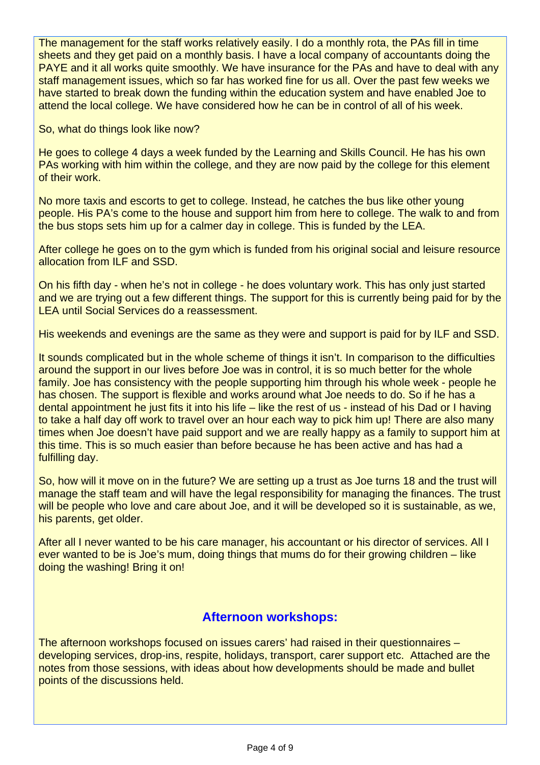The management for the staff works relatively easily. I do a monthly rota, the PAs fill in time sheets and they get paid on a monthly basis. I have a local company of accountants doing the PAYE and it all works quite smoothly. We have insurance for the PAs and have to deal with any staff management issues, which so far has worked fine for us all. Over the past few weeks we have started to break down the funding within the education system and have enabled Joe to attend the local college. We have considered how he can be in control of all of his week.

So, what do things look like now?

He goes to college 4 days a week funded by the Learning and Skills Council. He has his own PAs working with him within the college, and they are now paid by the college for this element of their work.

No more taxis and escorts to get to college. Instead, he catches the bus like other young people. His PA's come to the house and support him from here to college. The walk to and from the bus stops sets him up for a calmer day in college. This is funded by the LEA.

After college he goes on to the gym which is funded from his original social and leisure resource allocation from ILF and SSD.

On his fifth day - when he's not in college - he does voluntary work. This has only just started and we are trying out a few different things. The support for this is currently being paid for by the LEA until Social Services do a reassessment.

His weekends and evenings are the same as they were and support is paid for by ILF and SSD.

It sounds complicated but in the whole scheme of things it isn't. In comparison to the difficulties around the support in our lives before Joe was in control, it is so much better for the whole family. Joe has consistency with the people supporting him through his whole week - people he has chosen. The support is flexible and works around what Joe needs to do. So if he has a dental appointment he just fits it into his life – like the rest of us - instead of his Dad or I having to take a half day off work to travel over an hour each way to pick him up! There are also many times when Joe doesn't have paid support and we are really happy as a family to support him at this time. This is so much easier than before because he has been active and has had a fulfilling day.

So, how will it move on in the future? We are setting up a trust as Joe turns 18 and the trust will manage the staff team and will have the legal responsibility for managing the finances. The trust will be people who love and care about Joe, and it will be developed so it is sustainable, as we, his parents, get older.

After all I never wanted to be his care manager, his accountant or his director of services. All I ever wanted to be is Joe's mum, doing things that mums do for their growing children – like doing the washing! Bring it on!

## Afternoon workshops:

The afternoon workshops focused on issues carers' had raised in their questionnaires – developing services, drop-ins, respite, holidays, transport, carer support etc. Attached are the notes from those sessions, with ideas about how developments should be made and bullet points of the discussions held.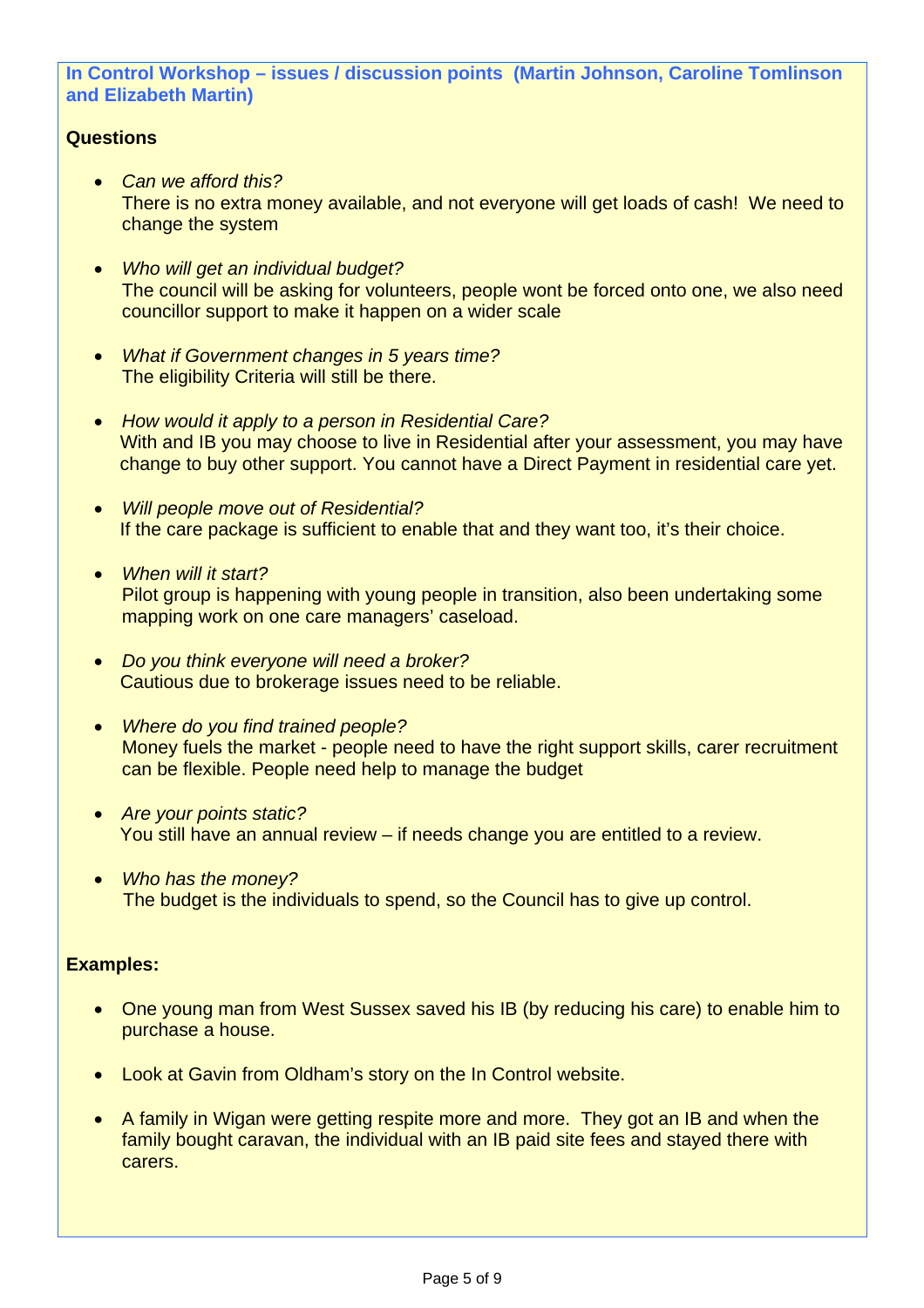**In Control Workshop – issues / discussion points (Martin Johnson, Caroline Tomlinson and Elizabeth Martin)**

**Questions**

- *Can we afford this?*
  There is no extra money available, and not everyone will get loads of cash! We need to change the system

- *Who will get an individual budget?*
  The council will be asking for volunteers, people wont be forced onto one, we also need councillor support to make it happen on a wider scale

- *What if Government changes in 5 years time?*
  The eligibility Criteria will still be there.

- *How would it apply to a person in Residential Care?*
  With and IB you may choose to live in Residential after your assessment, you may have change to buy other support. You cannot have a Direct Payment in residential care yet.

- *Will people move out of Residential?*
  If the care package is sufficient to enable that and they want too, it's their choice.

- *When will it start?*
  Pilot group is happening with young people in transition, also been undertaking some mapping work on one care managers' caseload.

- *Do you think everyone will need a broker?*
  Cautious due to brokerage issues need to be reliable.

- *Where do you find trained people?*
  Money fuels the market - people need to have the right support skills, carer recruitment can be flexible. People need help to manage the budget

- *Are your points static?*
  You still have an annual review – if needs change you are entitled to a review.

- *Who has the money?*
  The budget is the individuals to spend, so the Council has to give up control.

**Examples:**

- One young man from West Sussex saved his IB (by reducing his care) to enable him to purchase a house.

- Look at Gavin from Oldham's story on the In Control website.

- A family in Wigan were getting respite more and more. They got an IB and when the family bought caravan, the individual with an IB paid site fees and stayed there with carers.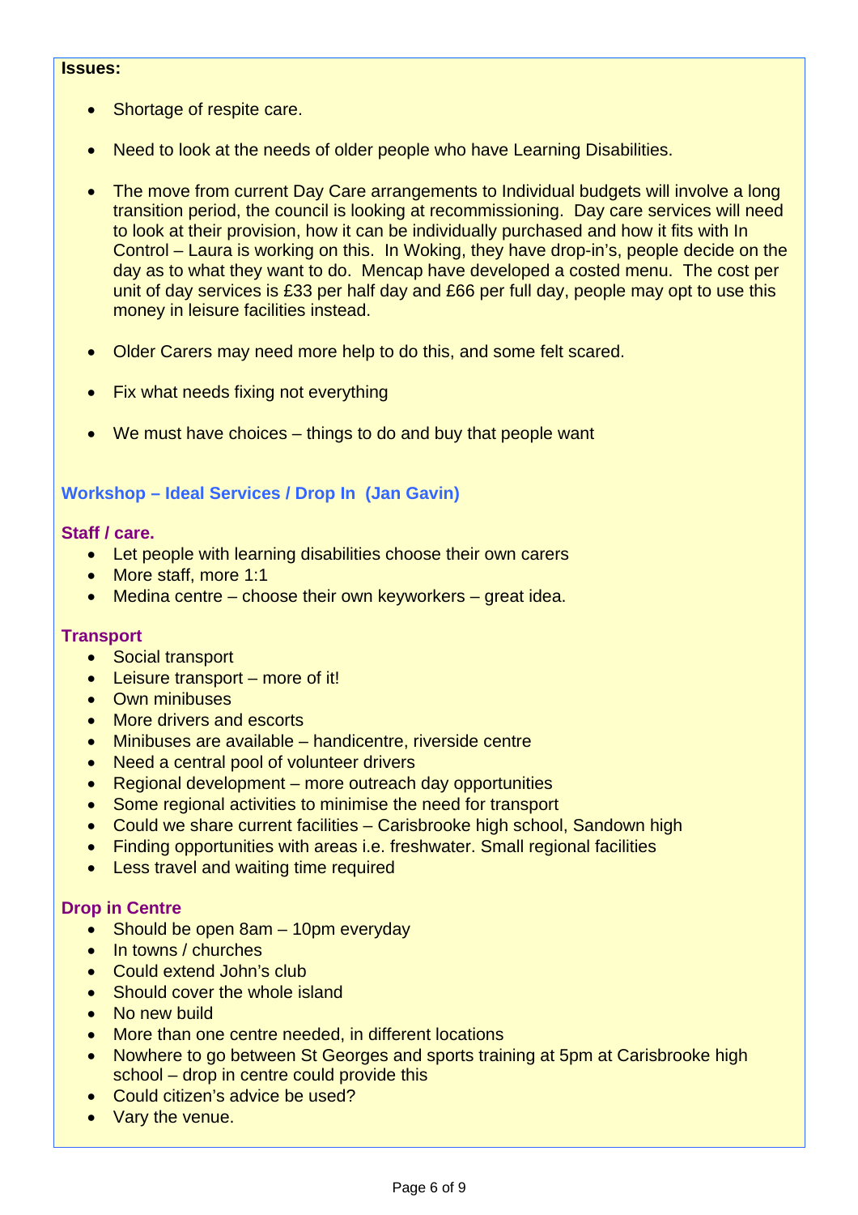**Issues:**

- Shortage of respite care.
- Need to look at the needs of older people who have Learning Disabilities.
- The move from current Day Care arrangements to Individual budgets will involve a long transition period, the council is looking at recommissioning. Day care services will need to look at their provision, how it can be individually purchased and how it fits with In Control – Laura is working on this. In Woking, they have drop-in's, people decide on the day as to what they want to do. Mencap have developed a costed menu. The cost per unit of day services is £33 per half day and £66 per full day, people may opt to use this money in leisure facilities instead.
- Older Carers may need more help to do this, and some felt scared.
- Fix what needs fixing not everything
- We must have choices – things to do and buy that people want

## Workshop – Ideal Services / Drop In (Jan Gavin)

### Staff / care.

- Let people with learning disabilities choose their own carers
- More staff, more 1:1
- Medina centre – choose their own keyworkers – great idea.

### Transport

- Social transport
- Leisure transport – more of it!
- Own minibuses
- More drivers and escorts
- Minibuses are available – handicentre, riverside centre
- Need a central pool of volunteer drivers
- Regional development – more outreach day opportunities
- Some regional activities to minimise the need for transport
- Could we share current facilities – Carisbrooke high school, Sandown high
- Finding opportunities with areas i.e. freshwater. Small regional facilities
- Less travel and waiting time required

### Drop in Centre

- Should be open 8am – 10pm everyday
- In towns / churches
- Could extend John's club
- Should cover the whole island
- No new build
- More than one centre needed, in different locations
- Nowhere to go between St Georges and sports training at 5pm at Carisbrooke high school – drop in centre could provide this
- Could citizen's advice be used?
- Vary the venue.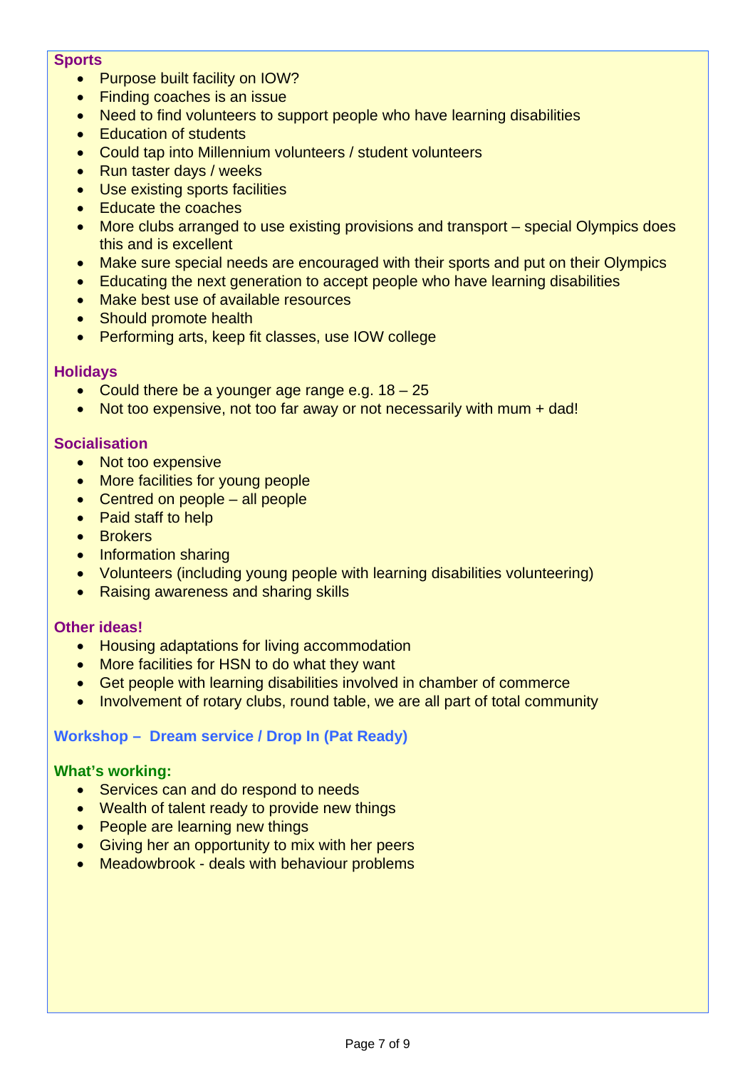**Sports**

- Purpose built facility on IOW?
- Finding coaches is an issue
- Need to find volunteers to support people who have learning disabilities
- Education of students
- Could tap into Millennium volunteers / student volunteers
- Run taster days / weeks
- Use existing sports facilities
- Educate the coaches
- More clubs arranged to use existing provisions and transport – special Olympics does this and is excellent
- Make sure special needs are encouraged with their sports and put on their Olympics
- Educating the next generation to accept people who have learning disabilities
- Make best use of available resources
- Should promote health
- Performing arts, keep fit classes, use IOW college

**Holidays**

- Could there be a younger age range e.g. 18 – 25
- Not too expensive, not too far away or not necessarily with mum + dad!

**Socialisation**

- Not too expensive
- More facilities for young people
- Centred on people – all people
- Paid staff to help
- Brokers
- Information sharing
- Volunteers (including young people with learning disabilities volunteering)
- Raising awareness and sharing skills

**Other ideas!**

- Housing adaptations for living accommodation
- More facilities for HSN to do what they want
- Get people with learning disabilities involved in chamber of commerce
- Involvement of rotary clubs, round table, we are all part of total community

## Workshop – Dream service / Drop In (Pat Ready)

**What's working:**

- Services can and do respond to needs
- Wealth of talent ready to provide new things
- People are learning new things
- Giving her an opportunity to mix with her peers
- Meadowbrook - deals with behaviour problems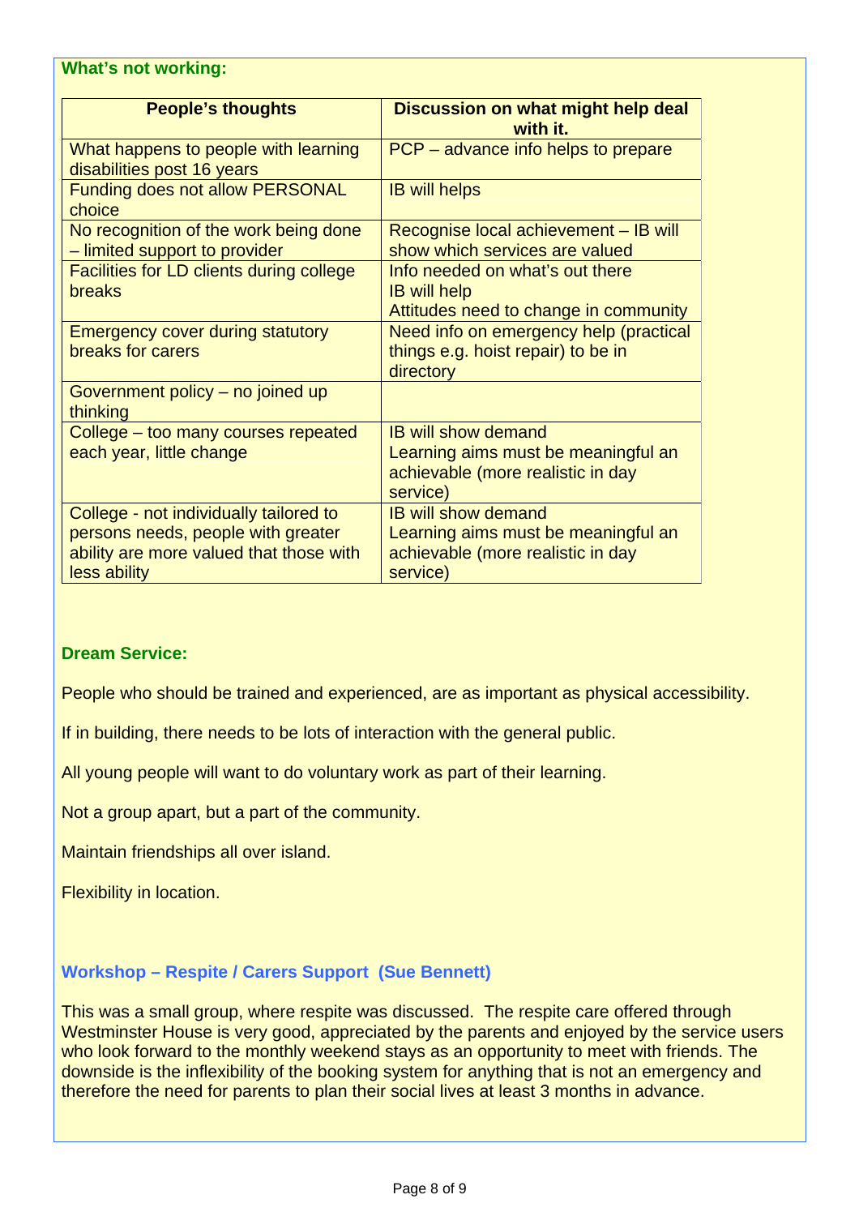**What's not working:**

| People's thoughts | Discussion on what might help deal with it. |
|---|---|
| What happens to people with learning disabilities post 16 years | PCP – advance info helps to prepare |
| Funding does not allow PERSONAL choice | IB will helps |
| No recognition of the work being done – limited support to provider | Recognise local achievement – IB will show which services are valued |
| Facilities for LD clients during college breaks | Info needed on what's out there<br>IB will help<br>Attitudes need to change in community |
| Emergency cover during statutory breaks for carers | Need info on emergency help (practical things e.g. hoist repair) to be in directory |
| Government policy – no joined up thinking | |
| College – too many courses repeated each year, little change | IB will show demand<br>Learning aims must be meaningful an achievable (more realistic in day service) |
| College - not individually tailored to persons needs, people with greater ability are more valued that those with less ability | IB will show demand<br>Learning aims must be meaningful an achievable (more realistic in day service) |

**Dream Service:**

People who should be trained and experienced, are as important as physical accessibility.

If in building, there needs to be lots of interaction with the general public.

All young people will want to do voluntary work as part of their learning.

Not a group apart, but a part of the community.

Maintain friendships all over island.

Flexibility in location.

### Workshop – Respite / Carers Support (Sue Bennett)

This was a small group, where respite was discussed. The respite care offered through Westminster House is very good, appreciated by the parents and enjoyed by the service users who look forward to the monthly weekend stays as an opportunity to meet with friends. The downside is the inflexibility of the booking system for anything that is not an emergency and therefore the need for parents to plan their social lives at least 3 months in advance.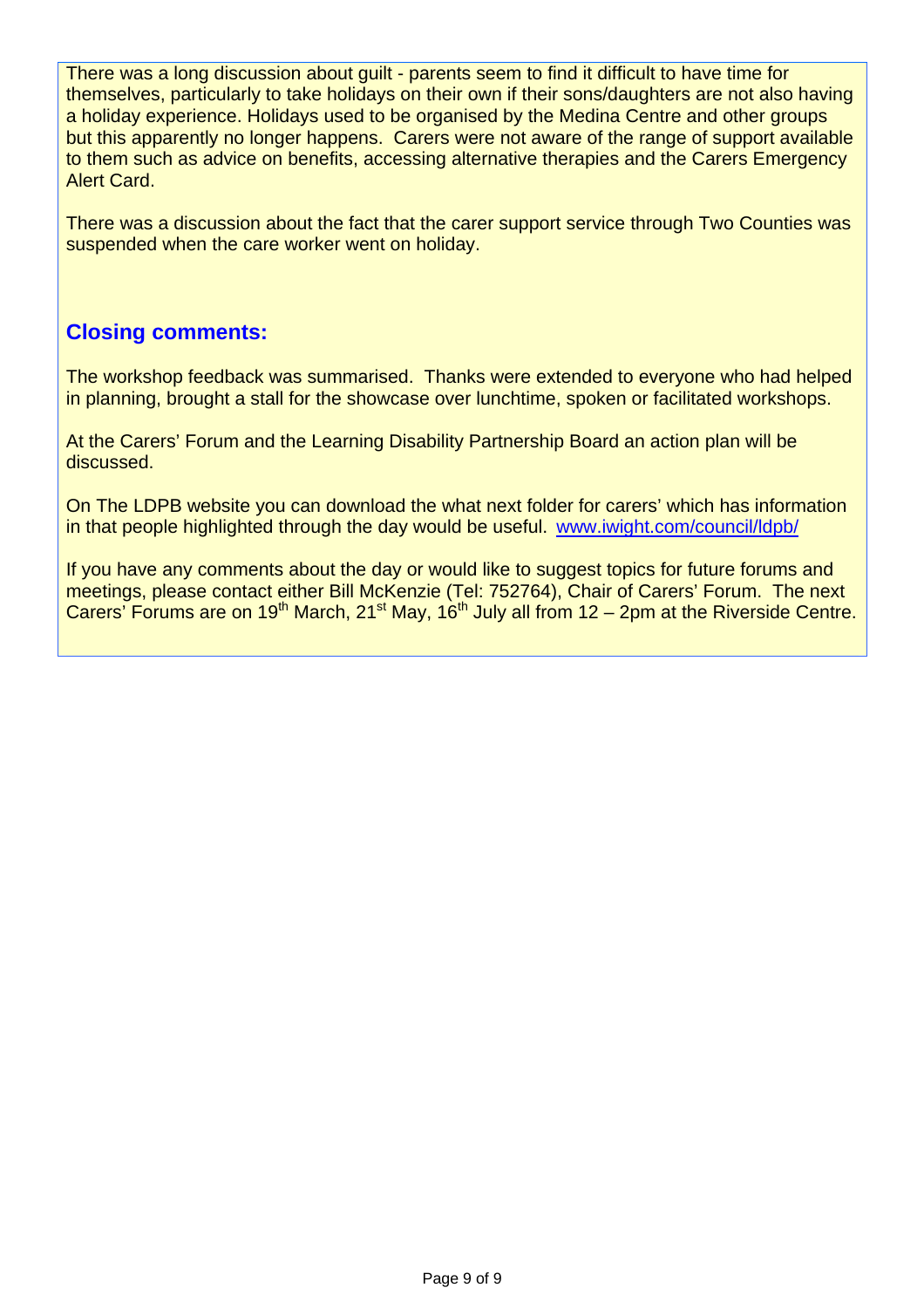There was a long discussion about guilt - parents seem to find it difficult to have time for themselves, particularly to take holidays on their own if their sons/daughters are not also having a holiday experience. Holidays used to be organised by the Medina Centre and other groups but this apparently no longer happens. Carers were not aware of the range of support available to them such as advice on benefits, accessing alternative therapies and the Carers Emergency Alert Card.

There was a discussion about the fact that the carer support service through Two Counties was suspended when the care worker went on holiday.

## Closing comments:

The workshop feedback was summarised. Thanks were extended to everyone who had helped in planning, brought a stall for the showcase over lunchtime, spoken or facilitated workshops.

At the Carers' Forum and the Learning Disability Partnership Board an action plan will be discussed.

On The LDPB website you can download the what next folder for carers' which has information in that people highlighted through the day would be useful. [www.iwight.com/council/ldpb/](www.iwight.com/council/ldpb/)

If you have any comments about the day or would like to suggest topics for future forums and meetings, please contact either Bill McKenzie (Tel: 752764), Chair of Carers' Forum. The next Carers' Forums are on 19th March, 21st May, 16th July all from 12 – 2pm at the Riverside Centre.